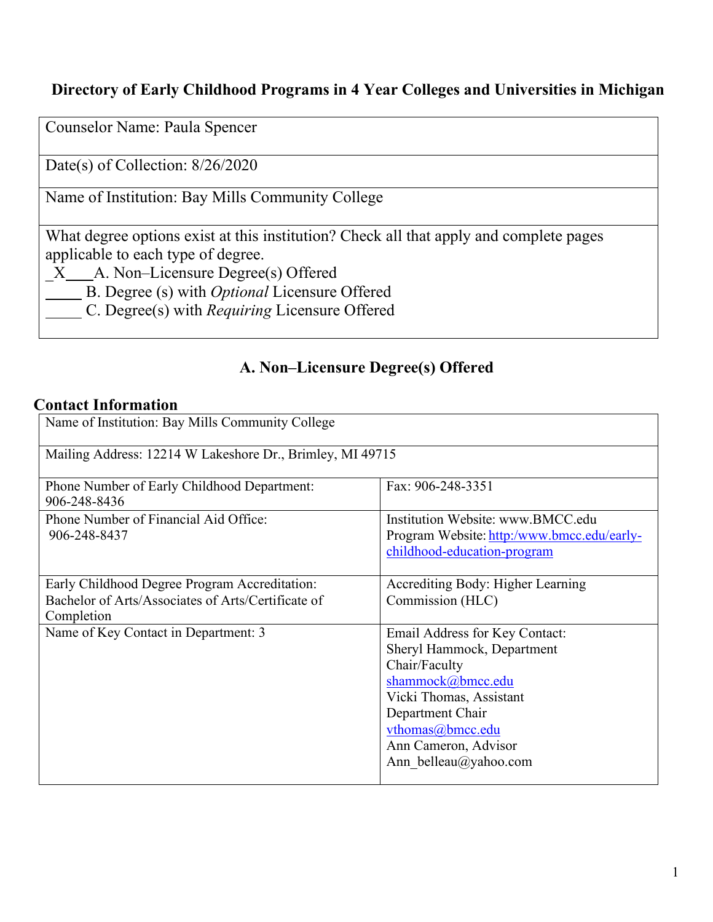# Directory of Early Childhood Programs in 4 Year Colleges and Universities in Michigan

| Counselor Name: Paula Spencer |
|---|
| Date(s) of Collection: 8/26/2020 |
| Name of Institution: Bay Mills Community College |
| What degree options exist at this institution? Check all that apply and complete pages applicable to each type of degree.<br>_X___A. Non–Licensure Degree(s) Offered<br>_____ B. Degree (s) with *Optional* Licensure Offered<br>_____ C. Degree(s) with *Requiring* Licensure Offered |

## A. Non–Licensure Degree(s) Offered

### Contact Information

| Name of Institution: Bay Mills Community College | |
|---|---|
| Mailing Address: 12214 W Lakeshore Dr., Brimley, MI 49715 | |
| Phone Number of Early Childhood Department: 906-248-8436 | Fax: 906-248-3351 |
| Phone Number of Financial Aid Office: 906-248-8437 | Institution Website: www.BMCC.edu<br>Program Website: http:/www.bmcc.edu/early-childhood-education-program |
| Early Childhood Degree Program Accreditation: Bachelor of Arts/Associates of Arts/Certificate of Completion | Accrediting Body: Higher Learning Commission (HLC) |
| Name of Key Contact in Department: 3 | Email Address for Key Contact:<br>Sheryl Hammock, Department Chair/Faculty<br>shammock@bmcc.edu<br>Vicki Thomas, Assistant Department Chair<br>vthomas@bmcc.edu<br>Ann Cameron, Advisor<br>Ann_belleau@yahoo.com |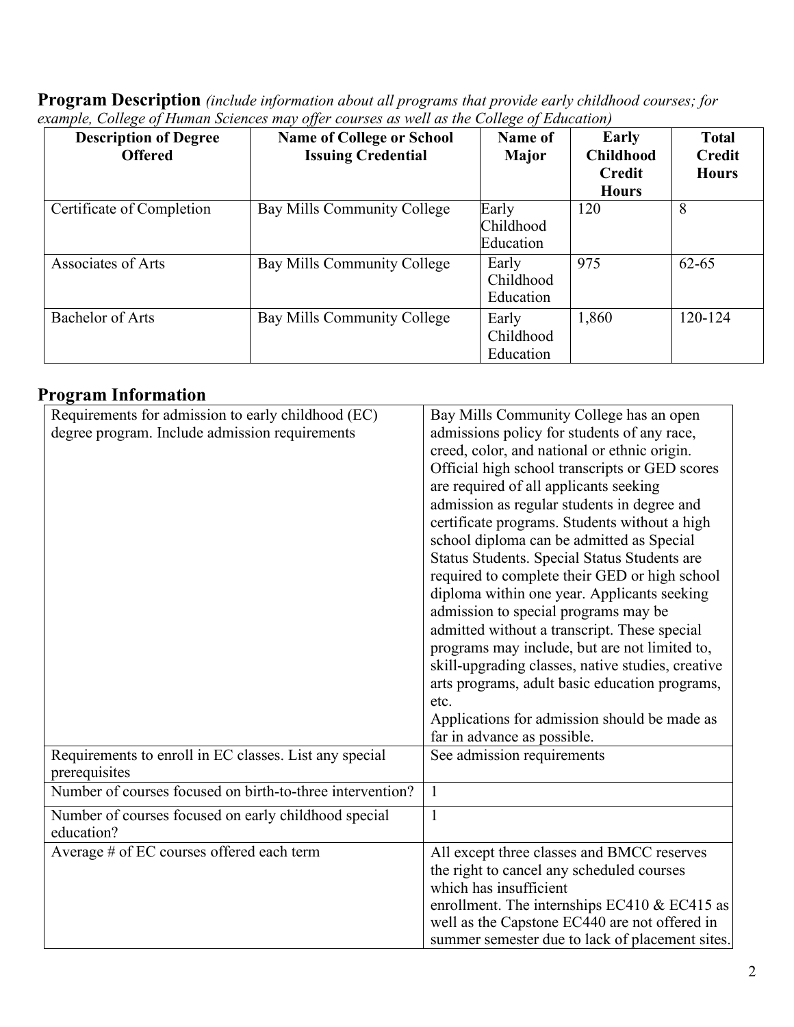**Program Description** *(include information about all programs that provide early childhood courses; for example, College of Human Sciences may offer courses as well as the College of Education)*

| Description of Degree Offered | Name of College or School Issuing Credential | Name of Major | Early Childhood Credit Hours | Total Credit Hours |
|---|---|---|---|---|
| Certificate of Completion | Bay Mills Community College | Early Childhood Education | 120 | 8 |
| Associates of Arts | Bay Mills Community College | Early Childhood Education | 975 | 62-65 |
| Bachelor of Arts | Bay Mills Community College | Early Childhood Education | 1,860 | 120-124 |

## Program Information

| | |
|---|---|
| Requirements for admission to early childhood (EC) degree program. Include admission requirements | Bay Mills Community College has an open admissions policy for students of any race, creed, color, and national or ethnic origin. Official high school transcripts or GED scores are required of all applicants seeking admission as regular students in degree and certificate programs. Students without a high school diploma can be admitted as Special Status Students. Special Status Students are required to complete their GED or high school diploma within one year. Applicants seeking admission to special programs may be admitted without a transcript. These special programs may include, but are not limited to, skill-upgrading classes, native studies, creative arts programs, adult basic education programs, etc. Applications for admission should be made as far in advance as possible. |
| Requirements to enroll in EC classes. List any special prerequisites | See admission requirements |
| Number of courses focused on birth-to-three intervention? | 1 |
| Number of courses focused on early childhood special education? | 1 |
| Average # of EC courses offered each term | All except three classes and BMCC reserves the right to cancel any scheduled courses which has insufficient enrollment. The internships EC410 & EC415 as well as the Capstone EC440 are not offered in summer semester due to lack of placement sites. |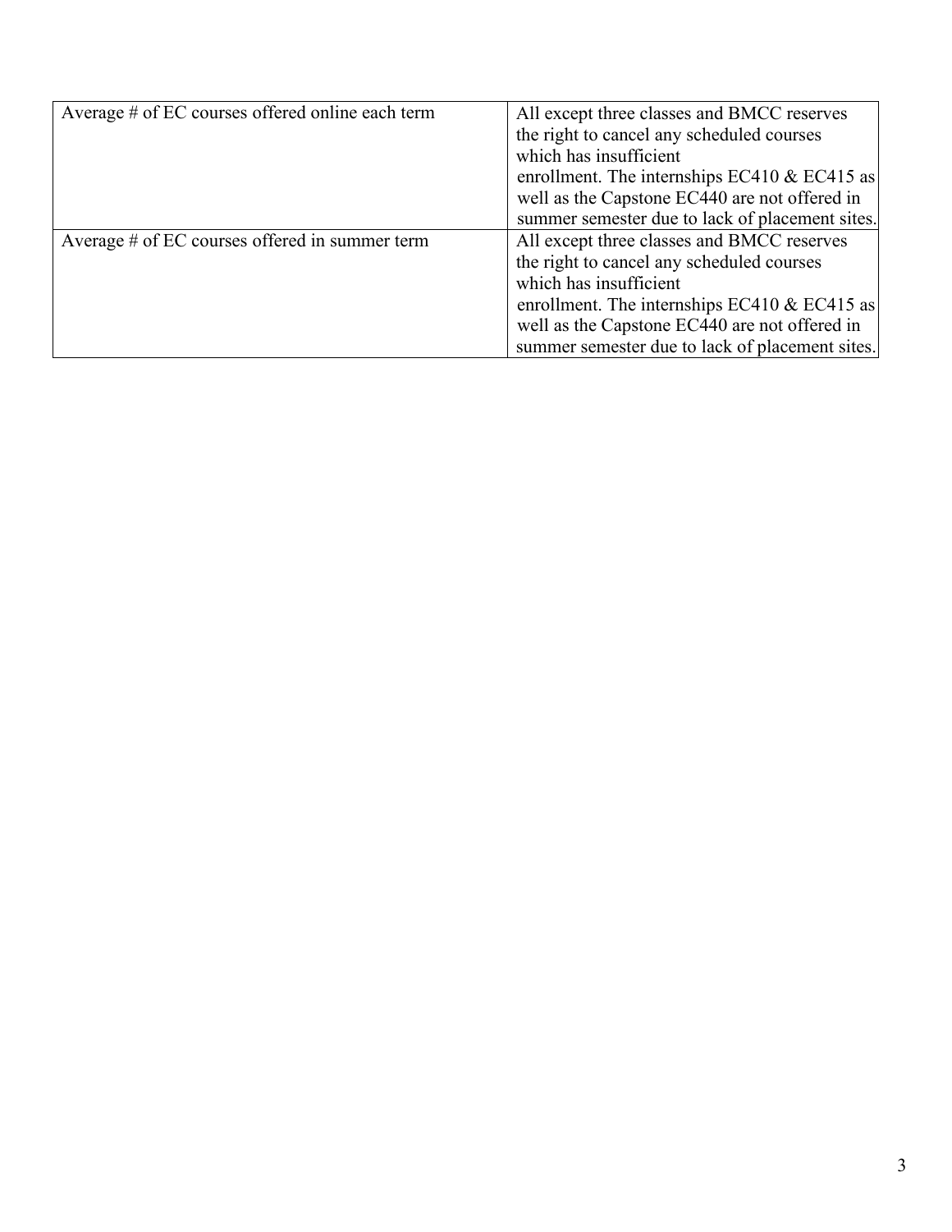| | |
|---|---|
| Average # of EC courses offered online each term | All except three classes and BMCC reserves the right to cancel any scheduled courses which has insufficient enrollment. The internships EC410 & EC415 as well as the Capstone EC440 are not offered in summer semester due to lack of placement sites. |
| Average # of EC courses offered in summer term | All except three classes and BMCC reserves the right to cancel any scheduled courses which has insufficient enrollment. The internships EC410 & EC415 as well as the Capstone EC440 are not offered in summer semester due to lack of placement sites. |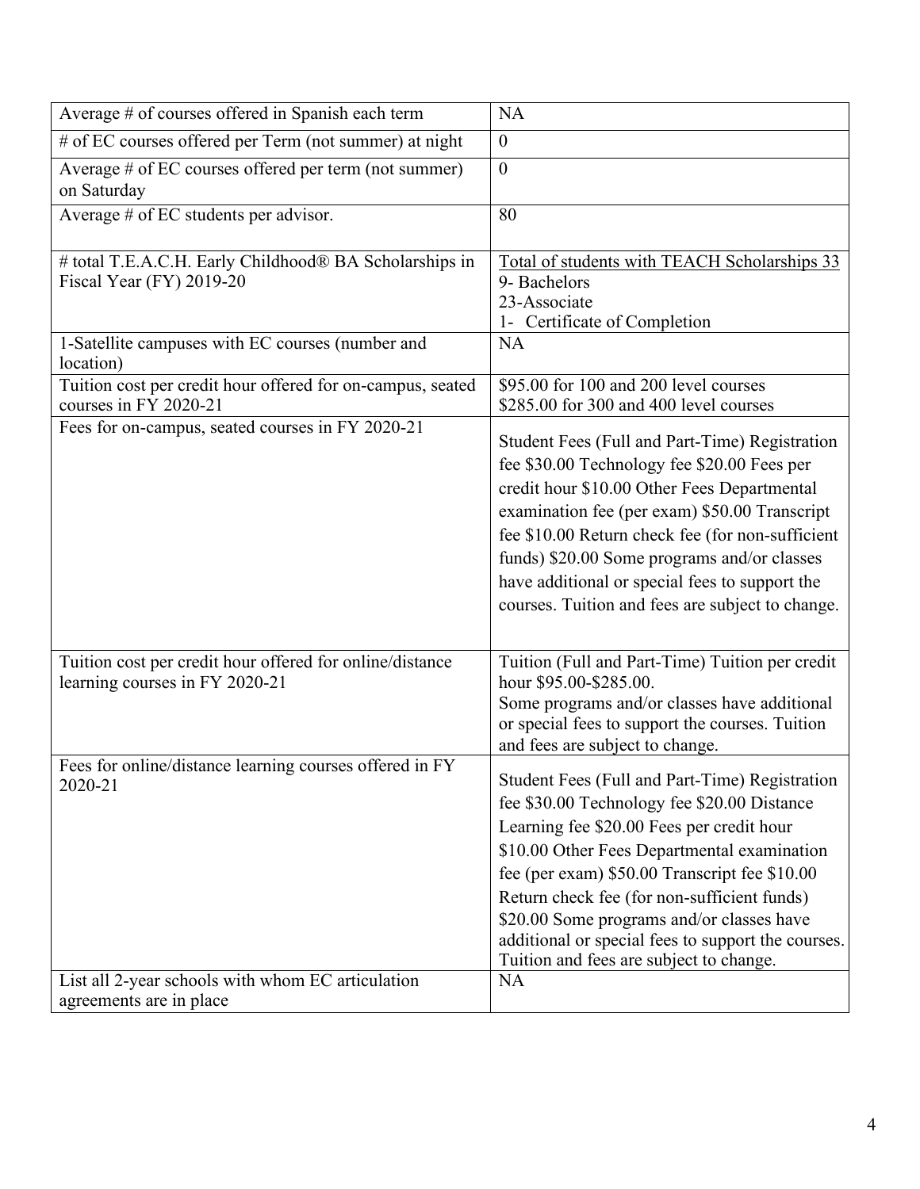| | |
|---|---|
| Average # of courses offered in Spanish each term | NA |
| # of EC courses offered per Term (not summer) at night | 0 |
| Average # of EC courses offered per term (not summer) on Saturday | 0 |
| Average # of EC students per advisor. | 80 |
| # total T.E.A.C.H. Early Childhood® BA Scholarships in Fiscal Year (FY) 2019-20 | Total of students with TEACH Scholarships 33<br>9- Bachelors<br>23-Associate<br>1- Certificate of Completion |
| 1-Satellite campuses with EC courses (number and location) | NA |
| Tuition cost per credit hour offered for on-campus, seated courses in FY 2020-21 | $95.00 for 100 and 200 level courses<br>$285.00 for 300 and 400 level courses |
| Fees for on-campus, seated courses in FY 2020-21 | Student Fees (Full and Part-Time) Registration fee $30.00 Technology fee $20.00 Fees per credit hour $10.00 Other Fees Departmental examination fee (per exam) $50.00 Transcript fee $10.00 Return check fee (for non-sufficient funds) $20.00 Some programs and/or classes have additional or special fees to support the courses. Tuition and fees are subject to change. |
| Tuition cost per credit hour offered for online/distance learning courses in FY 2020-21 | Tuition (Full and Part-Time) Tuition per credit hour $95.00-$285.00.<br>Some programs and/or classes have additional or special fees to support the courses. Tuition and fees are subject to change. |
| Fees for online/distance learning courses offered in FY 2020-21 | Student Fees (Full and Part-Time) Registration fee $30.00 Technology fee $20.00 Distance Learning fee $20.00 Fees per credit hour $10.00 Other Fees Departmental examination fee (per exam) $50.00 Transcript fee $10.00 Return check fee (for non-sufficient funds) $20.00 Some programs and/or classes have additional or special fees to support the courses. Tuition and fees are subject to change. |
| List all 2-year schools with whom EC articulation agreements are in place | NA |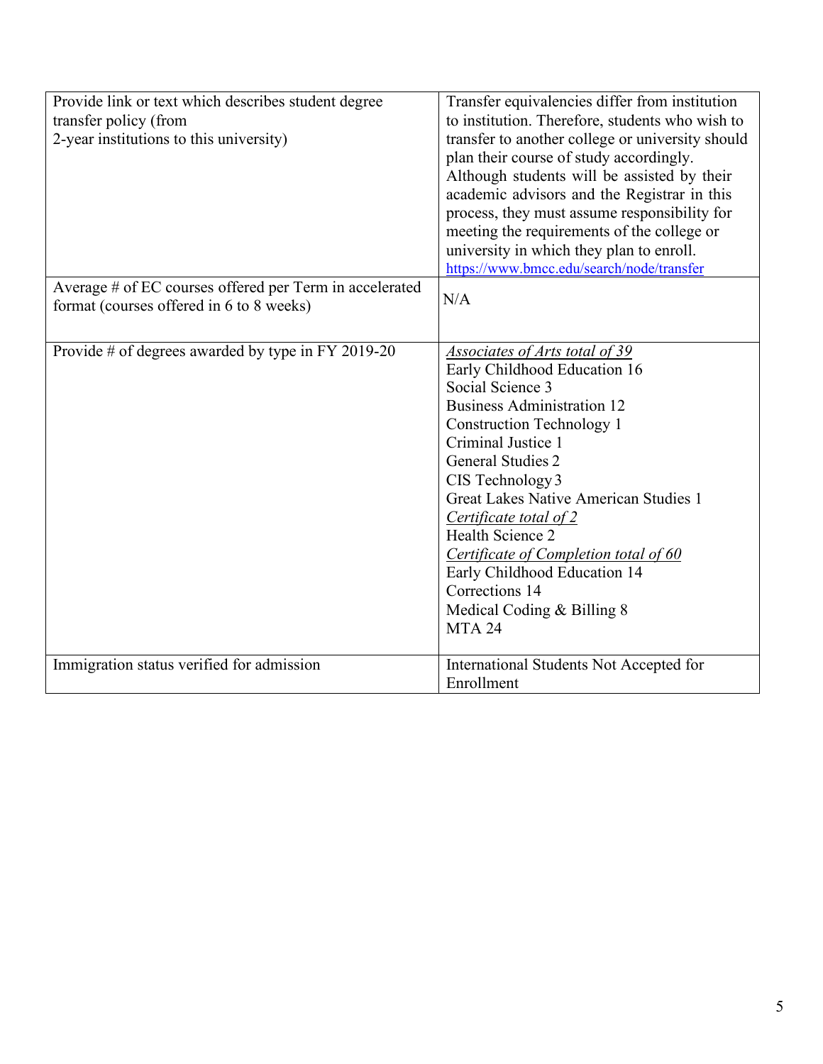| | |
|---|---|
| Provide link or text which describes student degree transfer policy (from 2-year institutions to this university) | Transfer equivalencies differ from institution to institution. Therefore, students who wish to transfer to another college or university should plan their course of study accordingly. Although students will be assisted by their academic advisors and the Registrar in this process, they must assume responsibility for meeting the requirements of the college or university in which they plan to enroll. https://www.bmcc.edu/search/node/transfer |
| Average # of EC courses offered per Term in accelerated format (courses offered in 6 to 8 weeks) | N/A |
| Provide # of degrees awarded by type in FY 2019-20 | *Associates of Arts total of 39*<br>Early Childhood Education 16<br>Social Science 3<br>Business Administration 12<br>Construction Technology 1<br>Criminal Justice 1<br>General Studies 2<br>CIS Technology 3<br>Great Lakes Native American Studies 1<br>*Certificate total of 2*<br>Health Science 2<br>*Certificate of Completion total of 60*<br>Early Childhood Education 14<br>Corrections 14<br>Medical Coding & Billing 8<br>MTA 24 |
| Immigration status verified for admission | International Students Not Accepted for Enrollment |